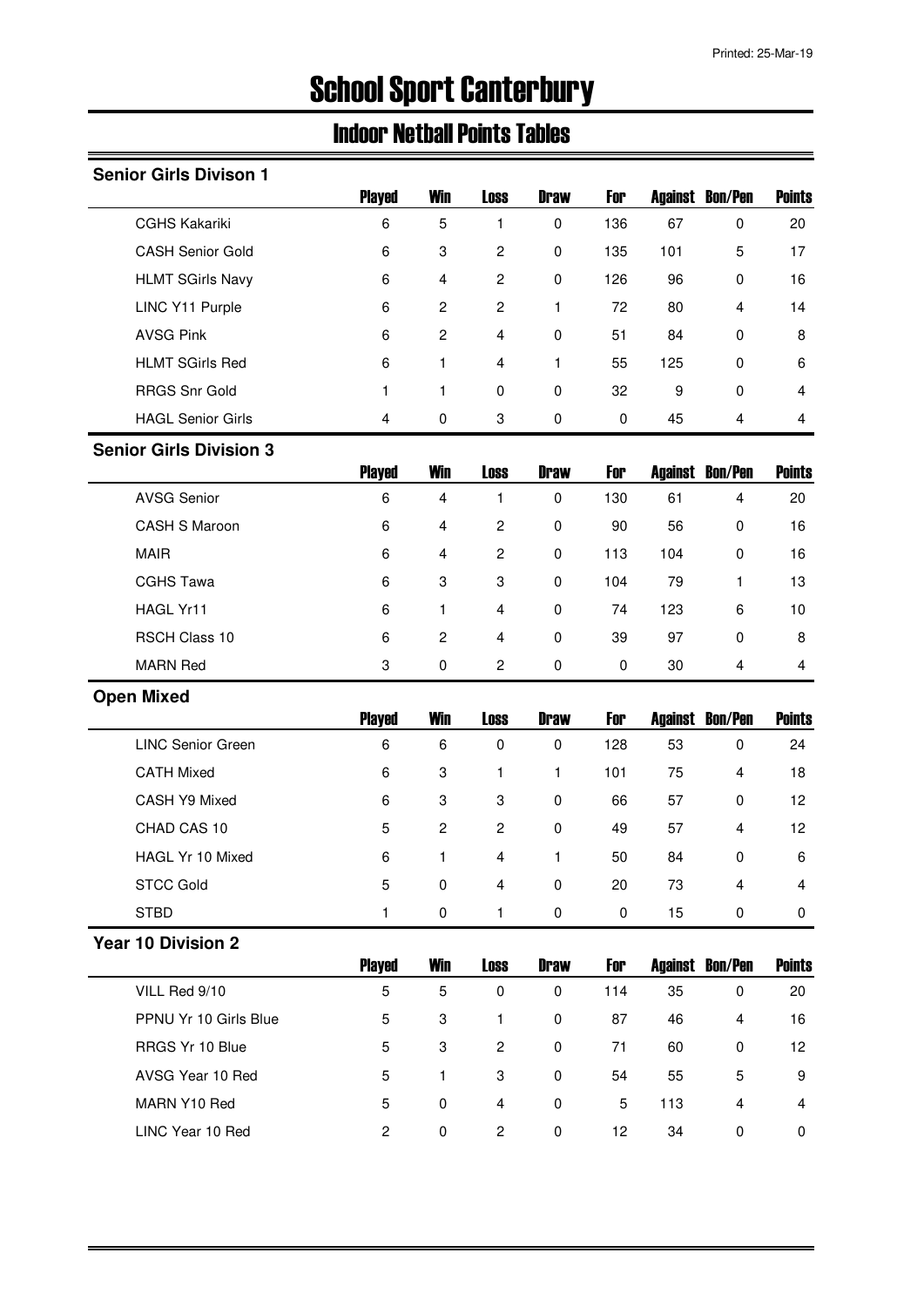# School Sport Canterbury

## Indoor Netball Points Tables

### Senior Girls Divison 1

| | Played | Win | Loss | Draw | For | Against | Bon/Pen | Points |
|---|---|---|---|---|---|---|---|---|
| CGHS Kakariki | 6 | 5 | 1 | 0 | 136 | 67 | 0 | 20 |
| CASH Senior Gold | 6 | 3 | 2 | 0 | 135 | 101 | 5 | 17 |
| HLMT SGirls Navy | 6 | 4 | 2 | 0 | 126 | 96 | 0 | 16 |
| LINC Y11 Purple | 6 | 2 | 2 | 1 | 72 | 80 | 4 | 14 |
| AVSG Pink | 6 | 2 | 4 | 0 | 51 | 84 | 0 | 8 |
| HLMT SGirls Red | 6 | 1 | 4 | 1 | 55 | 125 | 0 | 6 |
| RRGS Snr Gold | 1 | 1 | 0 | 0 | 32 | 9 | 0 | 4 |
| HAGL Senior Girls | 4 | 0 | 3 | 0 | 0 | 45 | 4 | 4 |

### Senior Girls Division 3

| | Played | Win | Loss | Draw | For | Against | Bon/Pen | Points |
|---|---|---|---|---|---|---|---|---|
| AVSG Senior | 6 | 4 | 1 | 0 | 130 | 61 | 4 | 20 |
| CASH S Maroon | 6 | 4 | 2 | 0 | 90 | 56 | 0 | 16 |
| MAIR | 6 | 4 | 2 | 0 | 113 | 104 | 0 | 16 |
| CGHS Tawa | 6 | 3 | 3 | 0 | 104 | 79 | 1 | 13 |
| HAGL Yr11 | 6 | 1 | 4 | 0 | 74 | 123 | 6 | 10 |
| RSCH Class 10 | 6 | 2 | 4 | 0 | 39 | 97 | 0 | 8 |
| MARN Red | 3 | 0 | 2 | 0 | 0 | 30 | 4 | 4 |

### Open Mixed

| | Played | Win | Loss | Draw | For | Against | Bon/Pen | Points |
|---|---|---|---|---|---|---|---|---|
| LINC Senior Green | 6 | 6 | 0 | 0 | 128 | 53 | 0 | 24 |
| CATH Mixed | 6 | 3 | 1 | 1 | 101 | 75 | 4 | 18 |
| CASH Y9 Mixed | 6 | 3 | 3 | 0 | 66 | 57 | 0 | 12 |
| CHAD CAS 10 | 5 | 2 | 2 | 0 | 49 | 57 | 4 | 12 |
| HAGL Yr 10 Mixed | 6 | 1 | 4 | 1 | 50 | 84 | 0 | 6 |
| STCC Gold | 5 | 0 | 4 | 0 | 20 | 73 | 4 | 4 |
| STBD | 1 | 0 | 1 | 0 | 0 | 15 | 0 | 0 |

### Year 10 Division 2

| | Played | Win | Loss | Draw | For | Against | Bon/Pen | Points |
|---|---|---|---|---|---|---|---|---|
| VILL Red 9/10 | 5 | 5 | 0 | 0 | 114 | 35 | 0 | 20 |
| PPNU Yr 10 Girls Blue | 5 | 3 | 1 | 0 | 87 | 46 | 4 | 16 |
| RRGS Yr 10 Blue | 5 | 3 | 2 | 0 | 71 | 60 | 0 | 12 |
| AVSG Year 10 Red | 5 | 1 | 3 | 0 | 54 | 55 | 5 | 9 |
| MARN Y10 Red | 5 | 0 | 4 | 0 | 5 | 113 | 4 | 4 |
| LINC Year 10 Red | 2 | 0 | 2 | 0 | 12 | 34 | 0 | 0 |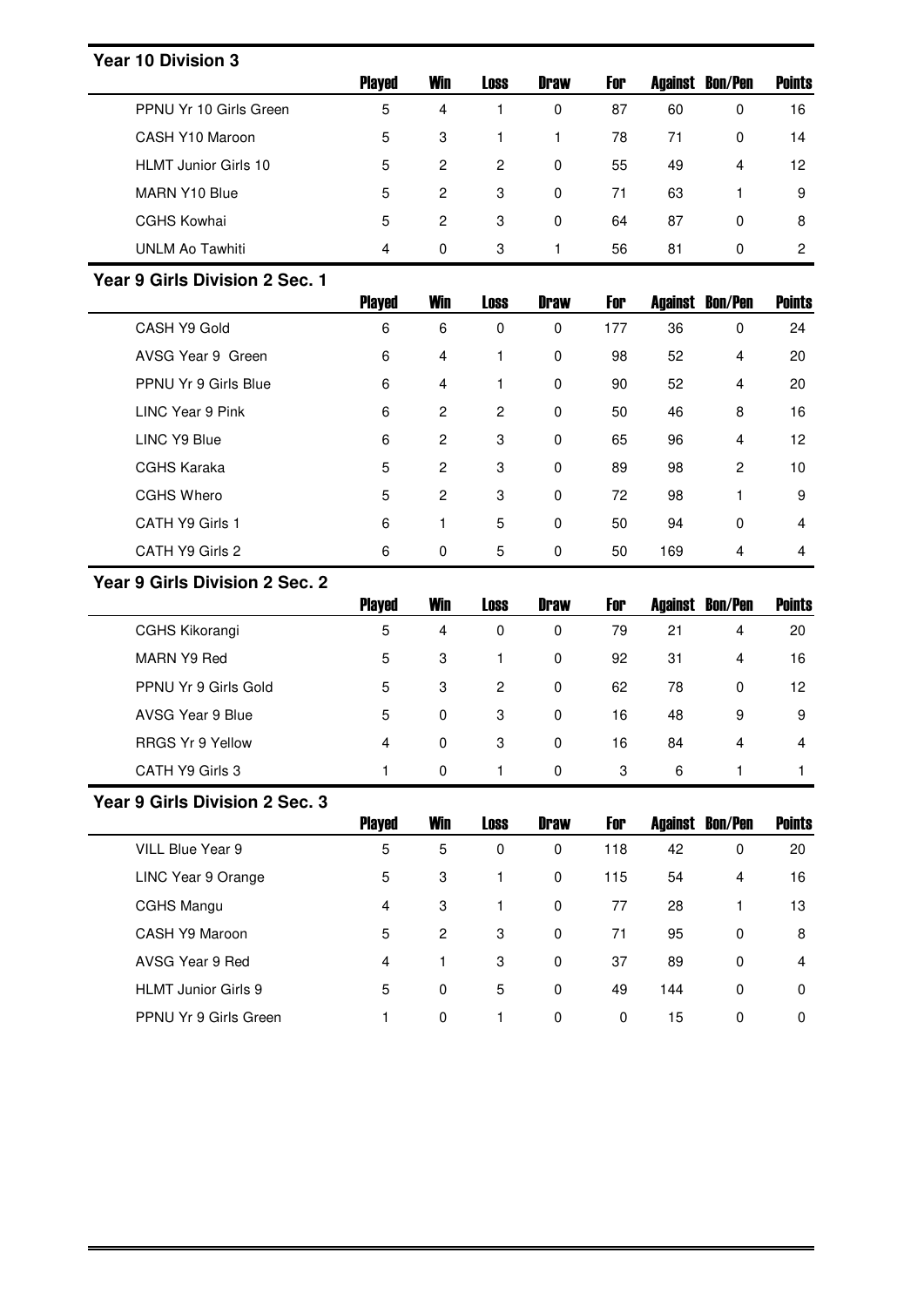## Year 10 Division 3

| | Played | Win | Loss | Draw | For | Against | Bon/Pen | Points |
|---|---|---|---|---|---|---|---|---|
| PPNU Yr 10 Girls Green | 5 | 4 | 1 | 0 | 87 | 60 | 0 | 16 |
| CASH Y10 Maroon | 5 | 3 | 1 | 1 | 78 | 71 | 0 | 14 |
| HLMT Junior Girls 10 | 5 | 2 | 2 | 0 | 55 | 49 | 4 | 12 |
| MARN Y10 Blue | 5 | 2 | 3 | 0 | 71 | 63 | 1 | 9 |
| CGHS Kowhai | 5 | 2 | 3 | 0 | 64 | 87 | 0 | 8 |
| UNLM Ao Tawhiti | 4 | 0 | 3 | 1 | 56 | 81 | 0 | 2 |

## Year 9 Girls Division 2 Sec. 1

| | Played | Win | Loss | Draw | For | Against | Bon/Pen | Points |
|---|---|---|---|---|---|---|---|---|
| CASH Y9 Gold | 6 | 6 | 0 | 0 | 177 | 36 | 0 | 24 |
| AVSG Year 9 Green | 6 | 4 | 1 | 0 | 98 | 52 | 4 | 20 |
| PPNU Yr 9 Girls Blue | 6 | 4 | 1 | 0 | 90 | 52 | 4 | 20 |
| LINC Year 9 Pink | 6 | 2 | 2 | 0 | 50 | 46 | 8 | 16 |
| LINC Y9 Blue | 6 | 2 | 3 | 0 | 65 | 96 | 4 | 12 |
| CGHS Karaka | 5 | 2 | 3 | 0 | 89 | 98 | 2 | 10 |
| CGHS Whero | 5 | 2 | 3 | 0 | 72 | 98 | 1 | 9 |
| CATH Y9 Girls 1 | 6 | 1 | 5 | 0 | 50 | 94 | 0 | 4 |
| CATH Y9 Girls 2 | 6 | 0 | 5 | 0 | 50 | 169 | 4 | 4 |

## Year 9 Girls Division 2 Sec. 2

| | Played | Win | Loss | Draw | For | Against | Bon/Pen | Points |
|---|---|---|---|---|---|---|---|---|
| CGHS Kikorangi | 5 | 4 | 0 | 0 | 79 | 21 | 4 | 20 |
| MARN Y9 Red | 5 | 3 | 1 | 0 | 92 | 31 | 4 | 16 |
| PPNU Yr 9 Girls Gold | 5 | 3 | 2 | 0 | 62 | 78 | 0 | 12 |
| AVSG Year 9 Blue | 5 | 0 | 3 | 0 | 16 | 48 | 9 | 9 |
| RRGS Yr 9 Yellow | 4 | 0 | 3 | 0 | 16 | 84 | 4 | 4 |
| CATH Y9 Girls 3 | 1 | 0 | 1 | 0 | 3 | 6 | 1 | 1 |

## Year 9 Girls Division 2 Sec. 3

| | Played | Win | Loss | Draw | For | Against | Bon/Pen | Points |
|---|---|---|---|---|---|---|---|---|
| VILL Blue Year 9 | 5 | 5 | 0 | 0 | 118 | 42 | 0 | 20 |
| LINC Year 9 Orange | 5 | 3 | 1 | 0 | 115 | 54 | 4 | 16 |
| CGHS Mangu | 4 | 3 | 1 | 0 | 77 | 28 | 1 | 13 |
| CASH Y9 Maroon | 5 | 2 | 3 | 0 | 71 | 95 | 0 | 8 |
| AVSG Year 9 Red | 4 | 1 | 3 | 0 | 37 | 89 | 0 | 4 |
| HLMT Junior Girls 9 | 5 | 0 | 5 | 0 | 49 | 144 | 0 | 0 |
| PPNU Yr 9 Girls Green | 1 | 0 | 1 | 0 | 0 | 15 | 0 | 0 |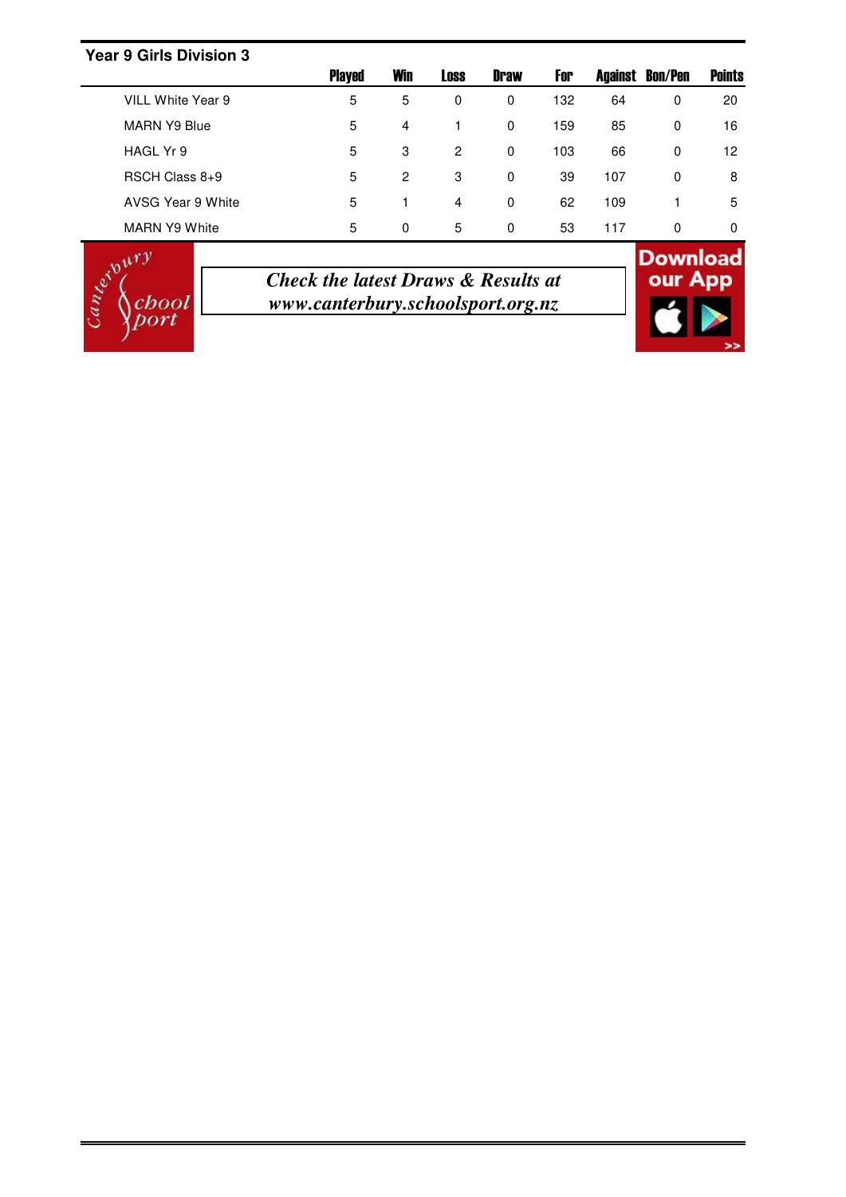### Year 9 Girls Division 3

| | Played | Win | Loss | Draw | For | Against | Bon/Pen | Points |
|---|---|---|---|---|---|---|---|---|
| VILL White Year 9 | 5 | 5 | 0 | 0 | 132 | 64 | 0 | 20 |
| MARN Y9 Blue | 5 | 4 | 1 | 0 | 159 | 85 | 0 | 16 |
| HAGL Yr 9 | 5 | 3 | 2 | 0 | 103 | 66 | 0 | 12 |
| RSCH Class 8+9 | 5 | 2 | 3 | 0 | 39 | 107 | 0 | 8 |
| AVSG Year 9 White | 5 | 1 | 4 | 0 | 62 | 109 | 1 | 5 |
| MARN Y9 White | 5 | 0 | 5 | 0 | 53 | 117 | 0 | 0 |

Canterbury School Sport

*Check the latest Draws & Results at*
*www.canterbury.schoolsport.org.nz*

Download our App